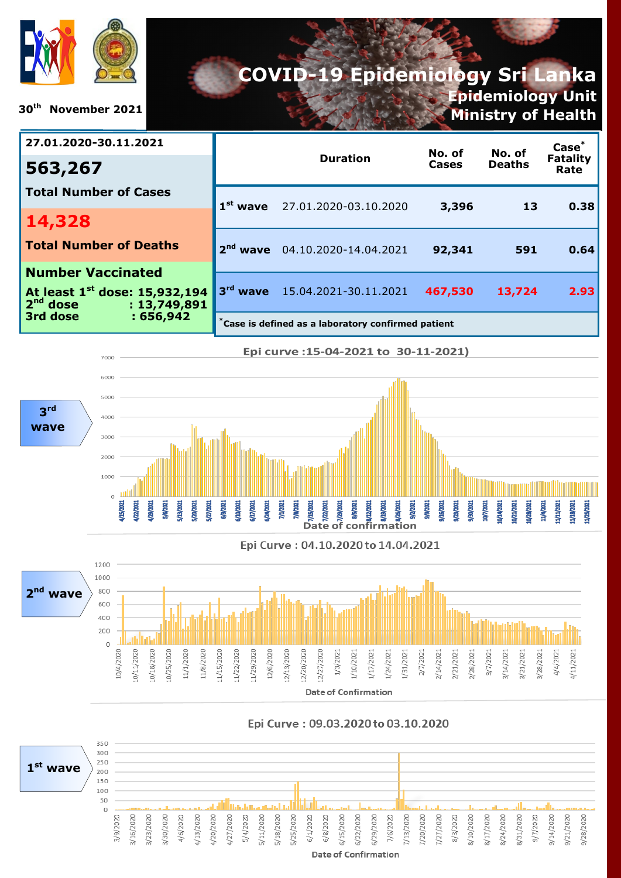# COVID-19 Epidemiology Sri Lanka

## Epidemiology Unit
## Ministry of Health

30th November 2021

**27.01.2020-30.11.2021**

**563,267**

**Total Number of Cases**

**14,328**

**Total Number of Deaths**

**Number Vaccinated**

**At least 1st dose: 15,932,194**
**2nd dose : 13,749,891**
**3rd dose : 656,942**

| | Duration | No. of Cases | No. of Deaths | Case* Fatality Rate |
|---|---|---|---|---|
| 1st wave | 27.01.2020-03.10.2020 | 3,396 | 13 | 0.38 |
| 2nd wave | 04.10.2020-14.04.2021 | 92,341 | 591 | 0.64 |
| 3rd wave | 15.04.2021-30.11.2021 | 467,530 | 13,724 | 2.93 |

*Case is defined as a laboratory confirmed patient

### 3rd wave

Epi curve :15-04-2021 to 30-11-2021)

Date of confirmation

### 2nd wave

Epi Curve : 04.10.2020 to 14.04.2021

Date of Confirmation

### 1st wave

Epi Curve : 09.03.2020 to 03.10.2020

Date of Confirmation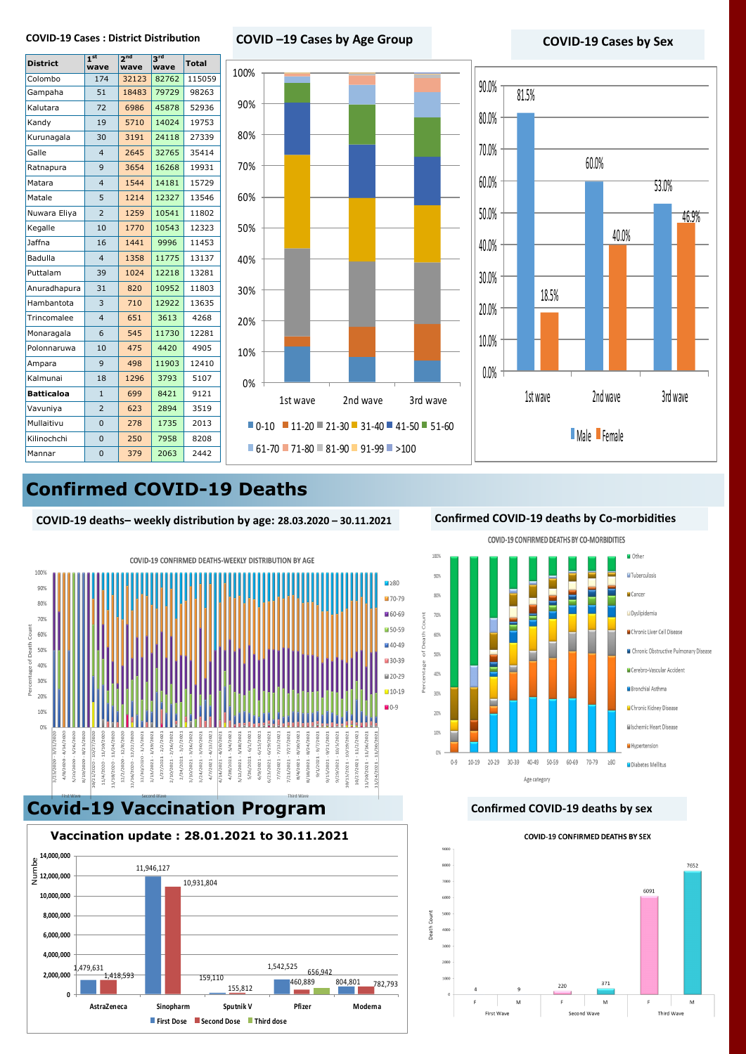**COVID-19 Cases : District Distribution**

| District | 1st wave | 2nd wave | 3rd wave | Total |
|---|---|---|---|---|
| Colombo | 174 | 32123 | 82762 | 115059 |
| Gampaha | 51 | 18483 | 79729 | 98263 |
| Kalutara | 72 | 6986 | 45878 | 52936 |
| Kandy | 19 | 5710 | 14024 | 19753 |
| Kurunagala | 30 | 3191 | 24118 | 27339 |
| Galle | 4 | 2645 | 32765 | 35414 |
| Ratnapura | 9 | 3654 | 16268 | 19931 |
| Matara | 4 | 1544 | 14181 | 15729 |
| Matale | 5 | 1214 | 12327 | 13546 |
| Nuwara Eliya | 2 | 1259 | 10541 | 11802 |
| Kegalle | 10 | 1770 | 10543 | 12323 |
| Jaffna | 16 | 1441 | 9996 | 11453 |
| Badulla | 4 | 1358 | 11775 | 13137 |
| Puttalam | 39 | 1024 | 12218 | 13281 |
| Anuradhapura | 31 | 820 | 10952 | 11803 |
| Hambantota | 3 | 710 | 12922 | 13635 |
| Trincomalee | 4 | 651 | 3613 | 4268 |
| Monaragala | 6 | 545 | 11730 | 12281 |
| Polonnaruwa | 10 | 475 | 4420 | 4905 |
| Ampara | 9 | 498 | 11903 | 12410 |
| Kalmunai | 18 | 1296 | 3793 | 5107 |
| **Batticaloa** | 1 | 699 | 8421 | 9121 |
| Vavuniya | 2 | 623 | 2894 | 3519 |
| Mullaitivu | 0 | 278 | 1735 | 2013 |
| Kilinochchi | 0 | 250 | 7958 | 8208 |
| Mannar | 0 | 379 | 2063 | 2442 |

**COVID –19 Cases by Age Group**

100%
90%
80%
70%
60%
50%
40%
30%
20%
10%
0%

1st wave
2nd wave
3rd wave

0-10, 11-20, 21-30, 31-40, 41-50, 51-60, 61-70, 71-80, 81-90, 91-99, >100

**COVID-19 Cases by Sex**

90.0%
80.0%
70.0%
60.0%
50.0%
40.0%
30.0%
20.0%
10.0%
0.0%

81.5%
18.5%
60.0%
40.0%
53.0%
46.9%

1st wave
2nd wave
3rd wave

Male, Female

# Confirmed COVID-19 Deaths

**COVID-19 deaths– weekly distribution by age: 28.03.2020 – 30.11.2021**

COVID-19 CONFIRMED DEATHS-WEEKLY DISTRIBUTION BY AGE

Percentage of Death Count

100%
90%
80%
70%
60%
50%
40%
30%
20%
10%
0%

≥80, 70-79, 60-69, 50-59, 40-49, 30-39, 20-29, 10-19, 0-9

First Wave
Second Wave
Third Wave

**Confirmed COVID-19 deaths by Co-morbidities**

COVID-19 CONFIRMED DEATHS BY CO-MORBIDITIES

Percentage of Death Count

100%
90%
80%
70%
60%
50%
40%
30%
20%
10%
0%

0-9, 10-19, 20-29, 30-39, 40-49, 50-59, 60-69, 70-79, ≥80

Age category

Other, Tuberculosis, Cancer, Dyslipidemia, Chronic Liver Cell Disease, Chronic Obstructive Pulmonary Disease, Cerebro-Vascular Accident, Bronchial Asthma, Chronic Kidney Disease, Ischemic Heart Disease, Hypertension, Diabetes Mellitus

# Covid-19 Vaccination Program

**Vaccination update : 28.01.2021 to 30.11.2021**

Numbe

14,000,000
12,000,000
10,000,000
8,000,000
6,000,000
4,000,000
2,000,000
0

AstraZeneca: 1,479,631; 1,418,593
Sinopharm: 11,946,127; 10,931,804
Sputnik V: 159,110; 155,812
Pfizer: 1,542,525; 460,889; 656,942
Moderna: 804,801; 782,793

First Dose, Second Dose, Third dose

**Confirmed COVID-19 deaths by sex**

COVID-19 CONFIRMED DEATHS BY SEX

Death Count

9000
8000
7000
6000
5000
4000
3000
2000
1000
0

First Wave: F 4, M 9
Second Wave: F 220, M 371
Third Wave: F 6091, M 7652